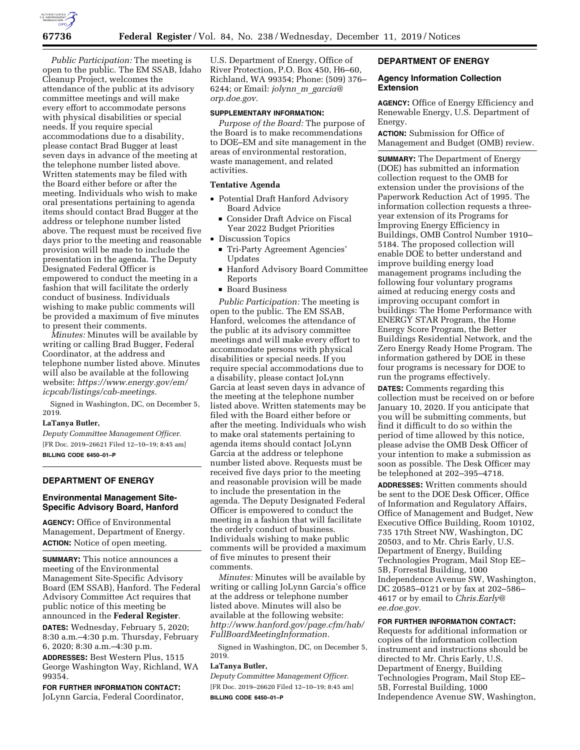*Public Participation:* The meeting is open to the public. The EM SSAB, Idaho Cleanup Project, welcomes the attendance of the public at its advisory committee meetings and will make every effort to accommodate persons with physical disabilities or special needs. If you require special accommodations due to a disability, please contact Brad Bugger at least seven days in advance of the meeting at the telephone number listed above. Written statements may be filed with the Board either before or after the meeting. Individuals who wish to make oral presentations pertaining to agenda items should contact Brad Bugger at the address or telephone number listed above. The request must be received five days prior to the meeting and reasonable provision will be made to include the presentation in the agenda. The Deputy Designated Federal Officer is empowered to conduct the meeting in a fashion that will facilitate the orderly conduct of business. Individuals wishing to make public comments will be provided a maximum of five minutes to present their comments.

*Minutes:* Minutes will be available by writing or calling Brad Bugger, Federal Coordinator, at the address and telephone number listed above. Minutes will also be available at the following website: *https://www.energy.gov/em/icpcab/listings/cab-meetings.*

Signed in Washington, DC, on December 5, 2019.

**LaTanya Butler,**

*Deputy Committee Management Officer.*

[FR Doc. 2019–26621 Filed 12–10–19; 8:45 am]

**BILLING CODE 6450–01–P**

## DEPARTMENT OF ENERGY

### Environmental Management Site-Specific Advisory Board, Hanford

**AGENCY:** Office of Environmental Management, Department of Energy.

**ACTION:** Notice of open meeting.

**SUMMARY:** This notice announces a meeting of the Environmental Management Site-Specific Advisory Board (EM SSAB), Hanford. The Federal Advisory Committee Act requires that public notice of this meeting be announced in the **Federal Register**.

**DATES:** Wednesday, February 5, 2020; 8:30 a.m.–4:30 p.m. Thursday, February 6, 2020; 8:30 a.m.–4:30 p.m.

**ADDRESSES:** Best Western Plus, 1515 George Washington Way, Richland, WA 99354.

**FOR FURTHER INFORMATION CONTACT:** JoLynn Garcia, Federal Coordinator, U.S. Department of Energy, Office of River Protection, P.O. Box 450, H6–60, Richland, WA 99354; Phone: (509) 376–6244; or Email: *jolynn_m_garcia@orp.doe.gov.*

**SUPPLEMENTARY INFORMATION:**

*Purpose of the Board:* The purpose of the Board is to make recommendations to DOE–EM and site management in the areas of environmental restoration, waste management, and related activities.

**Tentative Agenda**

- Potential Draft Hanford Advisory Board Advice
  - Consider Draft Advice on Fiscal Year 2022 Budget Priorities
- Discussion Topics
  - Tri-Party Agreement Agencies' Updates
  - Hanford Advisory Board Committee Reports
  - Board Business

*Public Participation:* The meeting is open to the public. The EM SSAB, Hanford, welcomes the attendance of the public at its advisory committee meetings and will make every effort to accommodate persons with physical disabilities or special needs. If you require special accommodations due to a disability, please contact JoLynn Garcia at least seven days in advance of the meeting at the telephone number listed above. Written statements may be filed with the Board either before or after the meeting. Individuals who wish to make oral statements pertaining to agenda items should contact JoLynn Garcia at the address or telephone number listed above. Requests must be received five days prior to the meeting and reasonable provision will be made to include the presentation in the agenda. The Deputy Designated Federal Officer is empowered to conduct the meeting in a fashion that will facilitate the orderly conduct of business. Individuals wishing to make public comments will be provided a maximum of five minutes to present their comments.

*Minutes:* Minutes will be available by writing or calling JoLynn Garcia's office at the address or telephone number listed above. Minutes will also be available at the following website: *http://www.hanford.gov/page.cfm/hab/FullBoardMeetingInformation.*

Signed in Washington, DC, on December 5, 2019.

**LaTanya Butler,**

*Deputy Committee Management Officer.*

[FR Doc. 2019–26620 Filed 12–10–19; 8:45 am]

**BILLING CODE 6450–01–P**

## DEPARTMENT OF ENERGY

### Agency Information Collection Extension

**AGENCY:** Office of Energy Efficiency and Renewable Energy, U.S. Department of Energy.

**ACTION:** Submission for Office of Management and Budget (OMB) review.

**SUMMARY:** The Department of Energy (DOE) has submitted an information collection request to the OMB for extension under the provisions of the Paperwork Reduction Act of 1995. The information collection requests a three-year extension of its Programs for Improving Energy Efficiency in Buildings, OMB Control Number 1910–5184. The proposed collection will enable DOE to better understand and improve building energy load management programs including the following four voluntary programs aimed at reducing energy costs and improving occupant comfort in buildings: The Home Performance with ENERGY STAR Program, the Home Energy Score Program, the Better Buildings Residential Network, and the Zero Energy Ready Home Program. The information gathered by DOE in these four programs is necessary for DOE to run the programs effectively.

**DATES:** Comments regarding this collection must be received on or before January 10, 2020. If you anticipate that you will be submitting comments, but find it difficult to do so within the period of time allowed by this notice, please advise the OMB Desk Officer of your intention to make a submission as soon as possible. The Desk Officer may be telephoned at 202–395–4718.

**ADDRESSES:** Written comments should be sent to the DOE Desk Officer, Office of Information and Regulatory Affairs, Office of Management and Budget, New Executive Office Building, Room 10102, 735 17th Street NW, Washington, DC 20503, and to Mr. Chris Early, U.S. Department of Energy, Building Technologies Program, Mail Stop EE–5B, Forrestal Building, 1000 Independence Avenue SW, Washington, DC 20585–0121 or by fax at 202–586–4617 or by email to *Chris.Early@ee.doe.gov.*

**FOR FURTHER INFORMATION CONTACT:** Requests for additional information or copies of the information collection instrument and instructions should be directed to Mr. Chris Early, U.S. Department of Energy, Building Technologies Program, Mail Stop EE–5B, Forrestal Building, 1000 Independence Avenue SW, Washington,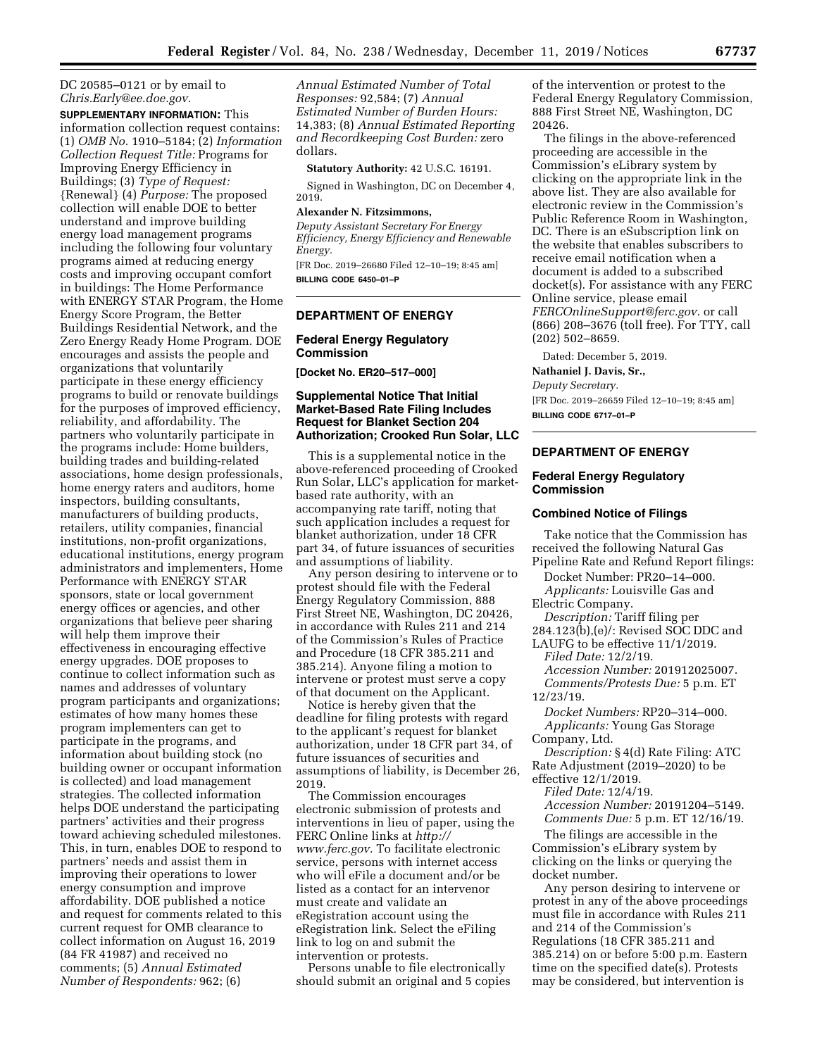DC 20585–0121 or by email to *Chris.Early@ee.doe.gov.*

**SUPPLEMENTARY INFORMATION:** This information collection request contains: (1) *OMB No.* 1910–5184; (2) *Information Collection Request Title:* Programs for Improving Energy Efficiency in Buildings; (3) *Type of Request:* {Renewal} (4) *Purpose:* The proposed collection will enable DOE to better understand and improve building energy load management programs including the following four voluntary programs aimed at reducing energy costs and improving occupant comfort in buildings: The Home Performance with ENERGY STAR Program, the Home Energy Score Program, the Better Buildings Residential Network, and the Zero Energy Ready Home Program. DOE encourages and assists the people and organizations that voluntarily participate in these energy efficiency programs to build or renovate buildings for the purposes of improved efficiency, reliability, and affordability. The partners who voluntarily participate in the programs include: Home builders, building trades and building-related associations, home design professionals, home energy raters and auditors, home inspectors, building consultants, manufacturers of building products, retailers, utility companies, financial institutions, non-profit organizations, educational institutions, energy program administrators and implementers, Home Performance with ENERGY STAR sponsors, state or local government energy offices or agencies, and other organizations that believe peer sharing will help them improve their effectiveness in encouraging effective energy upgrades. DOE proposes to continue to collect information such as names and addresses of voluntary program participants and organizations; estimates of how many homes these program implementers can get to participate in the programs, and information about building stock (no building owner or occupant information is collected) and load management strategies. The collected information helps DOE understand the participating partners' activities and their progress toward achieving scheduled milestones. This, in turn, enables DOE to respond to partners' needs and assist them in improving their operations to lower energy consumption and improve affordability. DOE published a notice and request for comments related to this current request for OMB clearance to collect information on August 16, 2019 (84 FR 41987) and received no comments; (5) *Annual Estimated Number of Respondents:* 962; (6) *Annual Estimated Number of Total Responses:* 92,584; (7) *Annual Estimated Number of Burden Hours:* 14,383; (8) *Annual Estimated Reporting and Recordkeeping Cost Burden:* zero dollars.

**Statutory Authority:** 42 U.S.C. 16191.

Signed in Washington, DC on December 4, 2019.

**Alexander N. Fitzsimmons,**

*Deputy Assistant Secretary For Energy Efficiency, Energy Efficiency and Renewable Energy.*

[FR Doc. 2019–26680 Filed 12–10–19; 8:45 am]

**BILLING CODE 6450–01–P**

## DEPARTMENT OF ENERGY

### Federal Energy Regulatory Commission

**[Docket No. ER20–517–000]**

### Supplemental Notice That Initial Market-Based Rate Filing Includes Request for Blanket Section 204 Authorization; Crooked Run Solar, LLC

This is a supplemental notice in the above-referenced proceeding of Crooked Run Solar, LLC's application for market-based rate authority, with an accompanying rate tariff, noting that such application includes a request for blanket authorization, under 18 CFR part 34, of future issuances of securities and assumptions of liability.

Any person desiring to intervene or to protest should file with the Federal Energy Regulatory Commission, 888 First Street NE, Washington, DC 20426, in accordance with Rules 211 and 214 of the Commission's Rules of Practice and Procedure (18 CFR 385.211 and 385.214). Anyone filing a motion to intervene or protest must serve a copy of that document on the Applicant.

Notice is hereby given that the deadline for filing protests with regard to the applicant's request for blanket authorization, under 18 CFR part 34, of future issuances of securities and assumptions of liability, is December 26, 2019.

The Commission encourages electronic submission of protests and interventions in lieu of paper, using the FERC Online links at *http://www.ferc.gov.* To facilitate electronic service, persons with internet access who will eFile a document and/or be listed as a contact for an intervenor must create and validate an eRegistration account using the eRegistration link. Select the eFiling link to log on and submit the intervention or protests.

Persons unable to file electronically should submit an original and 5 copies of the intervention or protest to the Federal Energy Regulatory Commission, 888 First Street NE, Washington, DC 20426.

The filings in the above-referenced proceeding are accessible in the Commission's eLibrary system by clicking on the appropriate link in the above list. They are also available for electronic review in the Commission's Public Reference Room in Washington, DC. There is an eSubscription link on the website that enables subscribers to receive email notification when a document is added to a subscribed docket(s). For assistance with any FERC Online service, please email *FERCOnlineSupport@ferc.gov.* or call (866) 208–3676 (toll free). For TTY, call (202) 502–8659.

Dated: December 5, 2019.

**Nathaniel J. Davis, Sr.,**

*Deputy Secretary.*

[FR Doc. 2019–26659 Filed 12–10–19; 8:45 am]

**BILLING CODE 6717–01–P**

## DEPARTMENT OF ENERGY

### Federal Energy Regulatory Commission

### Combined Notice of Filings

Take notice that the Commission has received the following Natural Gas Pipeline Rate and Refund Report filings:

Docket Number: PR20–14–000.
*Applicants:* Louisville Gas and Electric Company.
*Description:* Tariff filing per 284.123(b),(e)/: Revised SOC DDC and LAUFG to be effective 11/1/2019.
*Filed Date:* 12/2/19.
*Accession Number:* 201912025007.
*Comments/Protests Due:* 5 p.m. ET 12/23/19.

*Docket Numbers:* RP20–314–000.
*Applicants:* Young Gas Storage Company, Ltd.
*Description:* § 4(d) Rate Filing: ATC Rate Adjustment (2019–2020) to be effective 12/1/2019.
*Filed Date:* 12/4/19.
*Accession Number:* 20191204–5149.
*Comments Due:* 5 p.m. ET 12/16/19.

The filings are accessible in the Commission's eLibrary system by clicking on the links or querying the docket number.

Any person desiring to intervene or protest in any of the above proceedings must file in accordance with Rules 211 and 214 of the Commission's Regulations (18 CFR 385.211 and 385.214) on or before 5:00 p.m. Eastern time on the specified date(s). Protests may be considered, but intervention is